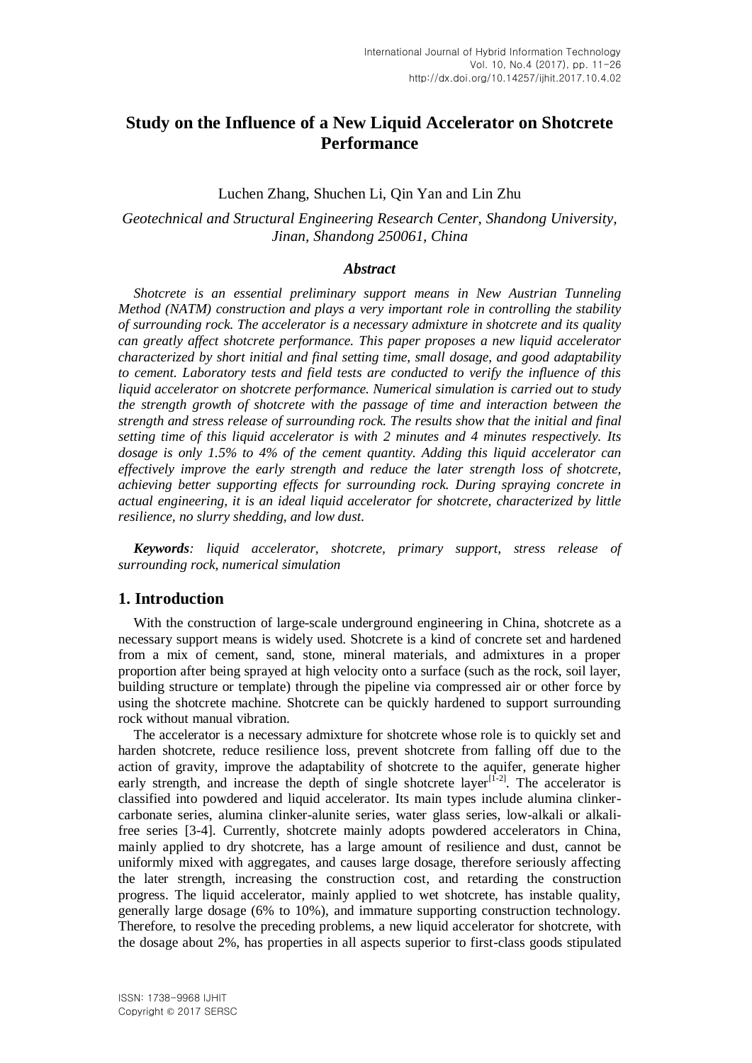# Study on the Influence of a New Liquid Accelerator on Shotcrete Performance

Luchen Zhang, Shuchen Li, Qin Yan and Lin Zhu

*Geotechnical and Structural Engineering Research Center, Shandong University, Jinan, Shandong 250061, China*

### *Abstract*

*Shotcrete is an essential preliminary support means in New Austrian Tunneling Method (NATM) construction and plays a very important role in controlling the stability of surrounding rock. The accelerator is a necessary admixture in shotcrete and its quality can greatly affect shotcrete performance. This paper proposes a new liquid accelerator characterized by short initial and final setting time, small dosage, and good adaptability to cement. Laboratory tests and field tests are conducted to verify the influence of this liquid accelerator on shotcrete performance. Numerical simulation is carried out to study the strength growth of shotcrete with the passage of time and interaction between the strength and stress release of surrounding rock. The results show that the initial and final setting time of this liquid accelerator is with 2 minutes and 4 minutes respectively. Its dosage is only 1.5% to 4% of the cement quantity. Adding this liquid accelerator can effectively improve the early strength and reduce the later strength loss of shotcrete, achieving better supporting effects for surrounding rock. During spraying concrete in actual engineering, it is an ideal liquid accelerator for shotcrete, characterized by little resilience, no slurry shedding, and low dust.*

***Keywords**: liquid accelerator, shotcrete, primary support, stress release of surrounding rock, numerical simulation*

## 1. Introduction

With the construction of large-scale underground engineering in China, shotcrete as a necessary support means is widely used. Shotcrete is a kind of concrete set and hardened from a mix of cement, sand, stone, mineral materials, and admixtures in a proper proportion after being sprayed at high velocity onto a surface (such as the rock, soil layer, building structure or template) through the pipeline via compressed air or other force by using the shotcrete machine. Shotcrete can be quickly hardened to support surrounding rock without manual vibration.

The accelerator is a necessary admixture for shotcrete whose role is to quickly set and harden shotcrete, reduce resilience loss, prevent shotcrete from falling off due to the action of gravity, improve the adaptability of shotcrete to the aquifer, generate higher early strength, and increase the depth of single shotcrete layer[1-2]. The accelerator is classified into powdered and liquid accelerator. Its main types include alumina clinker-carbonate series, alumina clinker-alunite series, water glass series, low-alkali or alkali-free series [3-4]. Currently, shotcrete mainly adopts powdered accelerators in China, mainly applied to dry shotcrete, has a large amount of resilience and dust, cannot be uniformly mixed with aggregates, and causes large dosage, therefore seriously affecting the later strength, increasing the construction cost, and retarding the construction progress. The liquid accelerator, mainly applied to wet shotcrete, has instable quality, generally large dosage (6% to 10%), and immature supporting construction technology. Therefore, to resolve the preceding problems, a new liquid accelerator for shotcrete, with the dosage about 2%, has properties in all aspects superior to first-class goods stipulated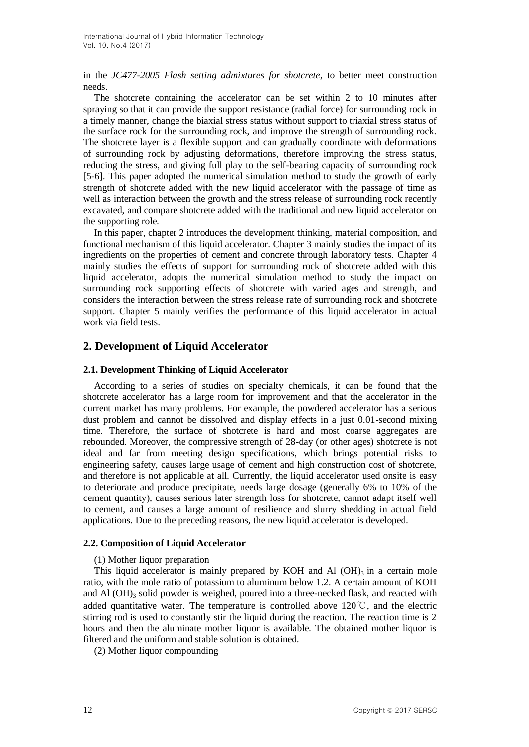in the *JC477-2005 Flash setting admixtures for shotcrete*, to better meet construction needs.

The shotcrete containing the accelerator can be set within 2 to 10 minutes after spraying so that it can provide the support resistance (radial force) for surrounding rock in a timely manner, change the biaxial stress status without support to triaxial stress status of the surface rock for the surrounding rock, and improve the strength of surrounding rock. The shotcrete layer is a flexible support and can gradually coordinate with deformations of surrounding rock by adjusting deformations, therefore improving the stress status, reducing the stress, and giving full play to the self-bearing capacity of surrounding rock [5-6]. This paper adopted the numerical simulation method to study the growth of early strength of shotcrete added with the new liquid accelerator with the passage of time as well as interaction between the growth and the stress release of surrounding rock recently excavated, and compare shotcrete added with the traditional and new liquid accelerator on the supporting role.

In this paper, chapter 2 introduces the development thinking, material composition, and functional mechanism of this liquid accelerator. Chapter 3 mainly studies the impact of its ingredients on the properties of cement and concrete through laboratory tests. Chapter 4 mainly studies the effects of support for surrounding rock of shotcrete added with this liquid accelerator, adopts the numerical simulation method to study the impact on surrounding rock supporting effects of shotcrete with varied ages and strength, and considers the interaction between the stress release rate of surrounding rock and shotcrete support. Chapter 5 mainly verifies the performance of this liquid accelerator in actual work via field tests.

## 2. Development of Liquid Accelerator

### 2.1. Development Thinking of Liquid Accelerator

According to a series of studies on specialty chemicals, it can be found that the shotcrete accelerator has a large room for improvement and that the accelerator in the current market has many problems. For example, the powdered accelerator has a serious dust problem and cannot be dissolved and display effects in a just 0.01-second mixing time. Therefore, the surface of shotcrete is hard and most coarse aggregates are rebounded. Moreover, the compressive strength of 28-day (or other ages) shotcrete is not ideal and far from meeting design specifications, which brings potential risks to engineering safety, causes large usage of cement and high construction cost of shotcrete, and therefore is not applicable at all. Currently, the liquid accelerator used onsite is easy to deteriorate and produce precipitate, needs large dosage (generally 6% to 10% of the cement quantity), causes serious later strength loss for shotcrete, cannot adapt itself well to cement, and causes a large amount of resilience and slurry shedding in actual field applications. Due to the preceding reasons, the new liquid accelerator is developed.

### 2.2. Composition of Liquid Accelerator

(1) Mother liquor preparation

This liquid accelerator is mainly prepared by KOH and Al $(OH)_3$ in a certain mole ratio, with the mole ratio of potassium to aluminum below 1.2. A certain amount of KOH and Al $(OH)_3$ solid powder is weighed, poured into a three-necked flask, and reacted with added quantitative water. The temperature is controlled above 120℃, and the electric stirring rod is used to constantly stir the liquid during the reaction. The reaction time is 2 hours and then the aluminate mother liquor is available. The obtained mother liquor is filtered and the uniform and stable solution is obtained.

(2) Mother liquor compounding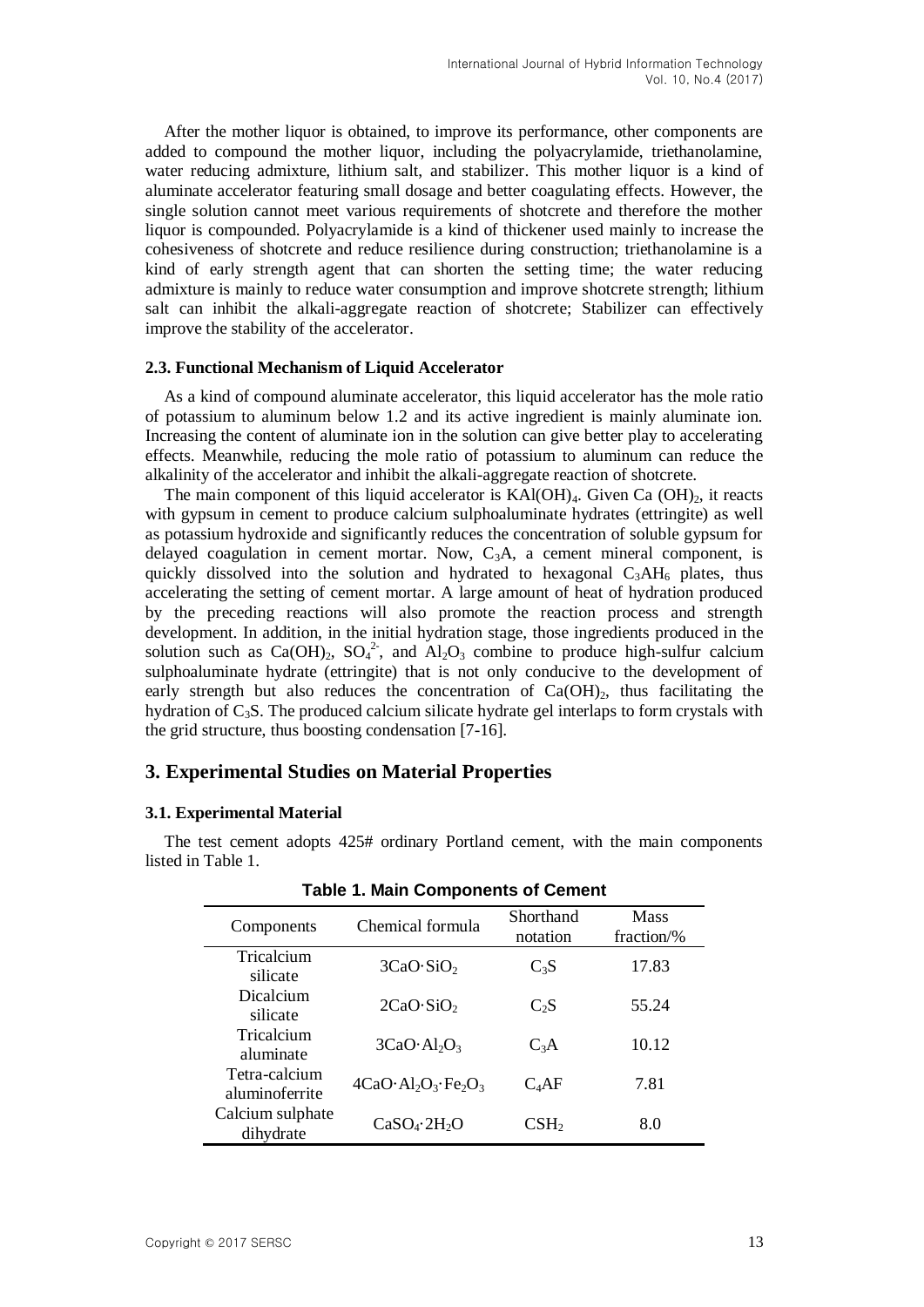After the mother liquor is obtained, to improve its performance, other components are added to compound the mother liquor, including the polyacrylamide, triethanolamine, water reducing admixture, lithium salt, and stabilizer. This mother liquor is a kind of aluminate accelerator featuring small dosage and better coagulating effects. However, the single solution cannot meet various requirements of shotcrete and therefore the mother liquor is compounded. Polyacrylamide is a kind of thickener used mainly to increase the cohesiveness of shotcrete and reduce resilience during construction; triethanolamine is a kind of early strength agent that can shorten the setting time; the water reducing admixture is mainly to reduce water consumption and improve shotcrete strength; lithium salt can inhibit the alkali-aggregate reaction of shotcrete; Stabilizer can effectively improve the stability of the accelerator.

### 2.3. Functional Mechanism of Liquid Accelerator

As a kind of compound aluminate accelerator, this liquid accelerator has the mole ratio of potassium to aluminum below 1.2 and its active ingredient is mainly aluminate ion. Increasing the content of aluminate ion in the solution can give better play to accelerating effects. Meanwhile, reducing the mole ratio of potassium to aluminum can reduce the alkalinity of the accelerator and inhibit the alkali-aggregate reaction of shotcrete.

The main component of this liquid accelerator is $KAl(OH)_4$. Given $Ca(OH)_2$, it reacts with gypsum in cement to produce calcium sulphoaluminate hydrates (ettringite) as well as potassium hydroxide and significantly reduces the concentration of soluble gypsum for delayed coagulation in cement mortar. Now, $C_3A$, a cement mineral component, is quickly dissolved into the solution and hydrated to hexagonal $C_3AH_6$ plates, thus accelerating the setting of cement mortar. A large amount of heat of hydration produced by the preceding reactions will also promote the reaction process and strength development. In addition, in the initial hydration stage, those ingredients produced in the solution such as $Ca(OH)_2$, $SO_4^{2-}$, and $Al_2O_3$ combine to produce high-sulfur calcium sulphoaluminate hydrate (ettringite) that is not only conducive to the development of early strength but also reduces the concentration of $Ca(OH)_2$, thus facilitating the hydration of $C_3S$. The produced calcium silicate hydrate gel interlaps to form crystals with the grid structure, thus boosting condensation [7-16].

## 3. Experimental Studies on Material Properties

### 3.1. Experimental Material

The test cement adopts 425# ordinary Portland cement, with the main components listed in Table 1.

**Table 1. Main Components of Cement**

| Components | Chemical formula | Shorthand notation | Mass fraction/% |
|---|---|---|---|
| Tricalcium silicate | $3CaO \cdot SiO_2$ | $C_3S$ | 17.83 |
| Dicalcium silicate | $2CaO \cdot SiO_2$ | $C_2S$ | 55.24 |
| Tricalcium aluminate | $3CaO \cdot Al_2O_3$ | $C_3A$ | 10.12 |
| Tetra-calcium aluminoferrite | $4CaO \cdot Al_2O_3 \cdot Fe_2O_3$ | $C_4AF$ | 7.81 |
| Calcium sulphate dihydrate | $CaSO_4 \cdot 2H_2O$ | $CSH_2$ | 8.0 |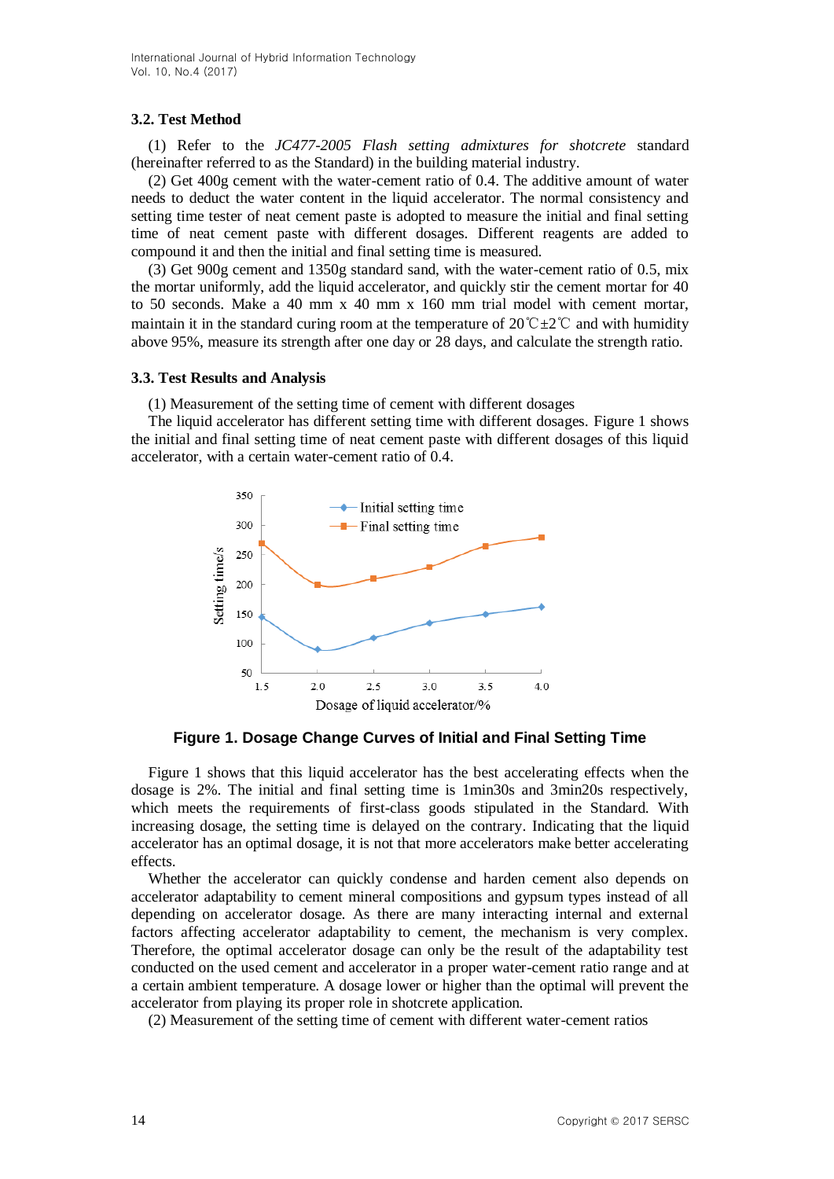### 3.2. Test Method

(1) Refer to the *JC477-2005 Flash setting admixtures for shotcrete* standard (hereinafter referred to as the Standard) in the building material industry.

(2) Get 400g cement with the water-cement ratio of 0.4. The additive amount of water needs to deduct the water content in the liquid accelerator. The normal consistency and setting time tester of neat cement paste is adopted to measure the initial and final setting time of neat cement paste with different dosages. Different reagents are added to compound it and then the initial and final setting time is measured.

(3) Get 900g cement and 1350g standard sand, with the water-cement ratio of 0.5, mix the mortar uniformly, add the liquid accelerator, and quickly stir the cement mortar for 40 to 50 seconds. Make a 40 mm x 40 mm x 160 mm trial model with cement mortar, maintain it in the standard curing room at the temperature of 20℃±2℃ and with humidity above 95%, measure its strength after one day or 28 days, and calculate the strength ratio.

### 3.3. Test Results and Analysis

(1) Measurement of the setting time of cement with different dosages

The liquid accelerator has different setting time with different dosages. Figure 1 shows the initial and final setting time of neat cement paste with different dosages of this liquid accelerator, with a certain water-cement ratio of 0.4.

**Figure 1. Dosage Change Curves of Initial and Final Setting Time**

Figure 1 shows that this liquid accelerator has the best accelerating effects when the dosage is 2%. The initial and final setting time is 1min30s and 3min20s respectively, which meets the requirements of first-class goods stipulated in the Standard. With increasing dosage, the setting time is delayed on the contrary. Indicating that the liquid accelerator has an optimal dosage, it is not that more accelerators make better accelerating effects.

Whether the accelerator can quickly condense and harden cement also depends on accelerator adaptability to cement mineral compositions and gypsum types instead of all depending on accelerator dosage. As there are many interacting internal and external factors affecting accelerator adaptability to cement, the mechanism is very complex. Therefore, the optimal accelerator dosage can only be the result of the adaptability test conducted on the used cement and accelerator in a proper water-cement ratio range and at a certain ambient temperature. A dosage lower or higher than the optimal will prevent the accelerator from playing its proper role in shotcrete application.

(2) Measurement of the setting time of cement with different water-cement ratios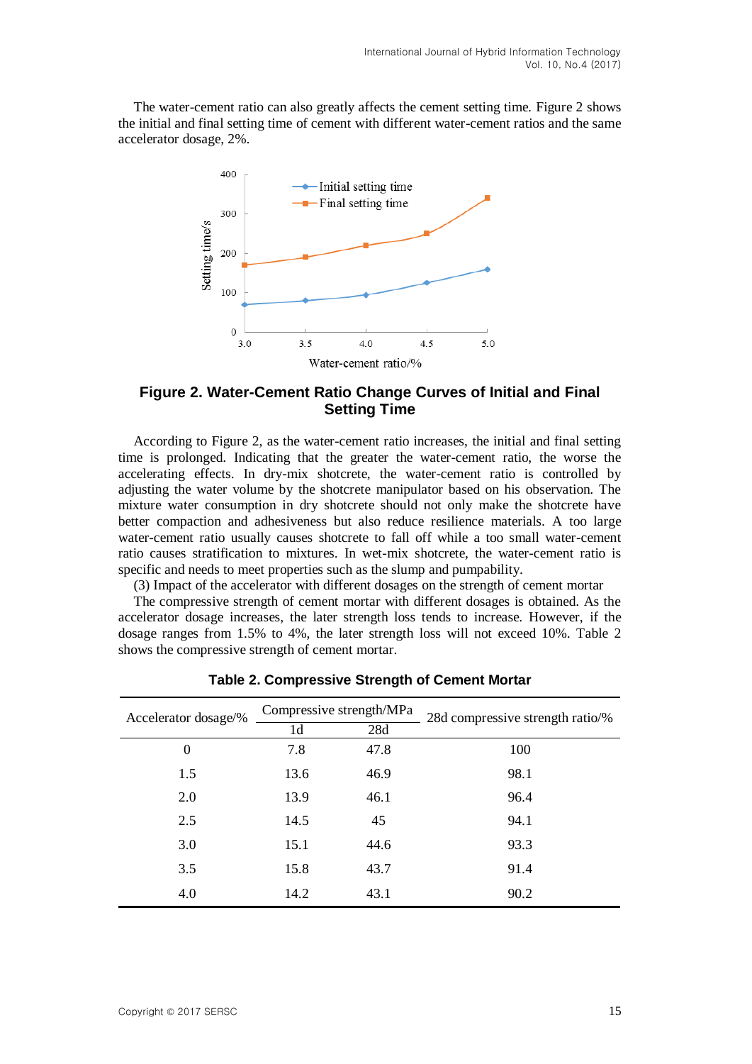The water-cement ratio can also greatly affects the cement setting time. Figure 2 shows the initial and final setting time of cement with different water-cement ratios and the same accelerator dosage, 2%.

**Figure 2. Water-Cement Ratio Change Curves of Initial and Final Setting Time**

According to Figure 2, as the water-cement ratio increases, the initial and final setting time is prolonged. Indicating that the greater the water-cement ratio, the worse the accelerating effects. In dry-mix shotcrete, the water-cement ratio is controlled by adjusting the water volume by the shotcrete manipulator based on his observation. The mixture water consumption in dry shotcrete should not only make the shotcrete have better compaction and adhesiveness but also reduce resilience materials. A too large water-cement ratio usually causes shotcrete to fall off while a too small water-cement ratio causes stratification to mixtures. In wet-mix shotcrete, the water-cement ratio is specific and needs to meet properties such as the slump and pumpability.

(3) Impact of the accelerator with different dosages on the strength of cement mortar

The compressive strength of cement mortar with different dosages is obtained. As the accelerator dosage increases, the later strength loss tends to increase. However, if the dosage ranges from 1.5% to 4%, the later strength loss will not exceed 10%. Table 2 shows the compressive strength of cement mortar.

**Table 2. Compressive Strength of Cement Mortar**

| Accelerator dosage/% | Compressive strength/MPa | | 28d compressive strength ratio/% |
|---|---|---|---|
| | 1d | 28d | |
| 0 | 7.8 | 47.8 | 100 |
| 1.5 | 13.6 | 46.9 | 98.1 |
| 2.0 | 13.9 | 46.1 | 96.4 |
| 2.5 | 14.5 | 45 | 94.1 |
| 3.0 | 15.1 | 44.6 | 93.3 |
| 3.5 | 15.8 | 43.7 | 91.4 |
| 4.0 | 14.2 | 43.1 | 90.2 |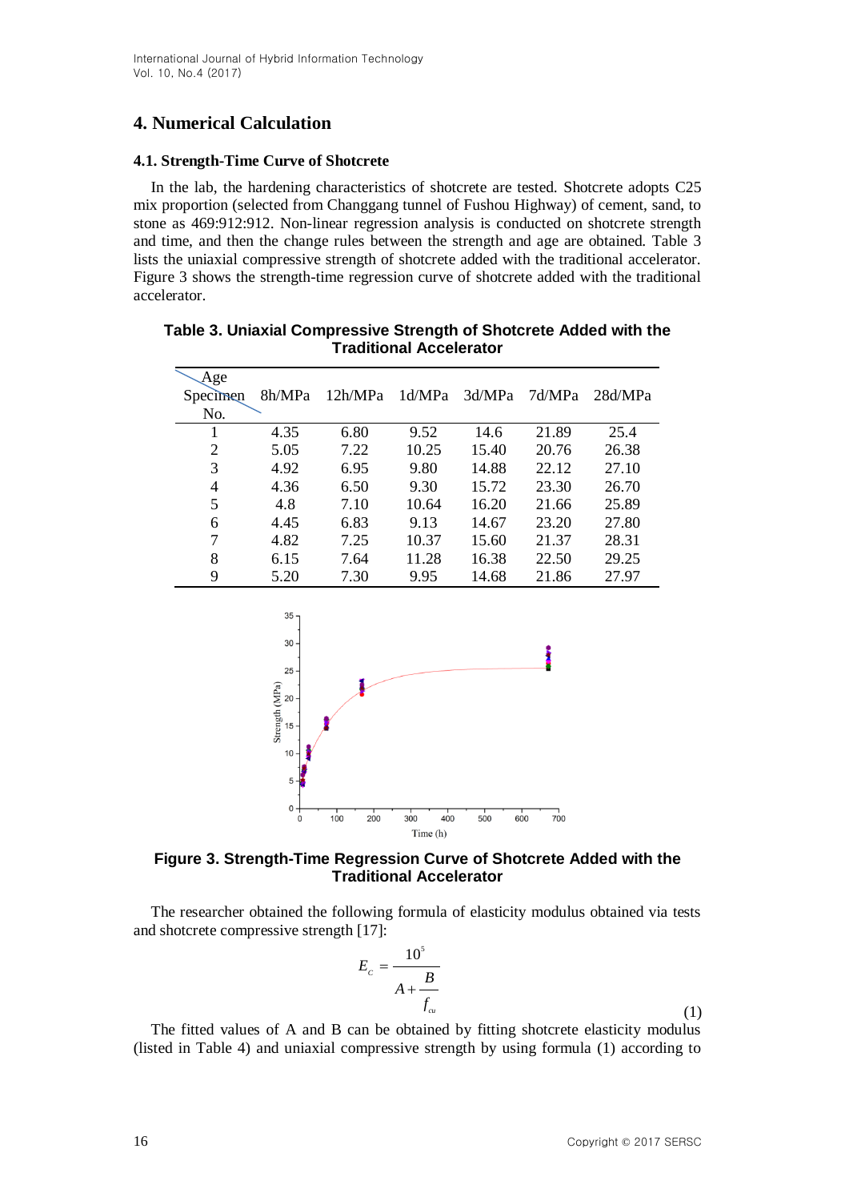## 4. Numerical Calculation

### 4.1. Strength-Time Curve of Shotcrete

In the lab, the hardening characteristics of shotcrete are tested. Shotcrete adopts C25 mix proportion (selected from Changgang tunnel of Fushou Highway) of cement, sand, to stone as 469:912:912. Non-linear regression analysis is conducted on shotcrete strength and time, and then the change rules between the strength and age are obtained. Table 3 lists the uniaxial compressive strength of shotcrete added with the traditional accelerator. Figure 3 shows the strength-time regression curve of shotcrete added with the traditional accelerator.

**Table 3. Uniaxial Compressive Strength of Shotcrete Added with the Traditional Accelerator**

| Age / Specimen No. | 8h/MPa | 12h/MPa | 1d/MPa | 3d/MPa | 7d/MPa | 28d/MPa |
|---|---|---|---|---|---|---|
| 1 | 4.35 | 6.80 | 9.52 | 14.6 | 21.89 | 25.4 |
| 2 | 5.05 | 7.22 | 10.25 | 15.40 | 20.76 | 26.38 |
| 3 | 4.92 | 6.95 | 9.80 | 14.88 | 22.12 | 27.10 |
| 4 | 4.36 | 6.50 | 9.30 | 15.72 | 23.30 | 26.70 |
| 5 | 4.8 | 7.10 | 10.64 | 16.20 | 21.66 | 25.89 |
| 6 | 4.45 | 6.83 | 9.13 | 14.67 | 23.20 | 27.80 |
| 7 | 4.82 | 7.25 | 10.37 | 15.60 | 21.37 | 28.31 |
| 8 | 6.15 | 7.64 | 11.28 | 16.38 | 22.50 | 29.25 |
| 9 | 5.20 | 7.30 | 9.95 | 14.68 | 21.86 | 27.97 |

**Figure 3. Strength-Time Regression Curve of Shotcrete Added with the Traditional Accelerator**

The researcher obtained the following formula of elasticity modulus obtained via tests and shotcrete compressive strength [17]:

$$E_c = \frac{10^5}{A + \dfrac{B}{f_{cu}}} \tag{1}$$

The fitted values of A and B can be obtained by fitting shotcrete elasticity modulus (listed in Table 4) and uniaxial compressive strength by using formula (1) according to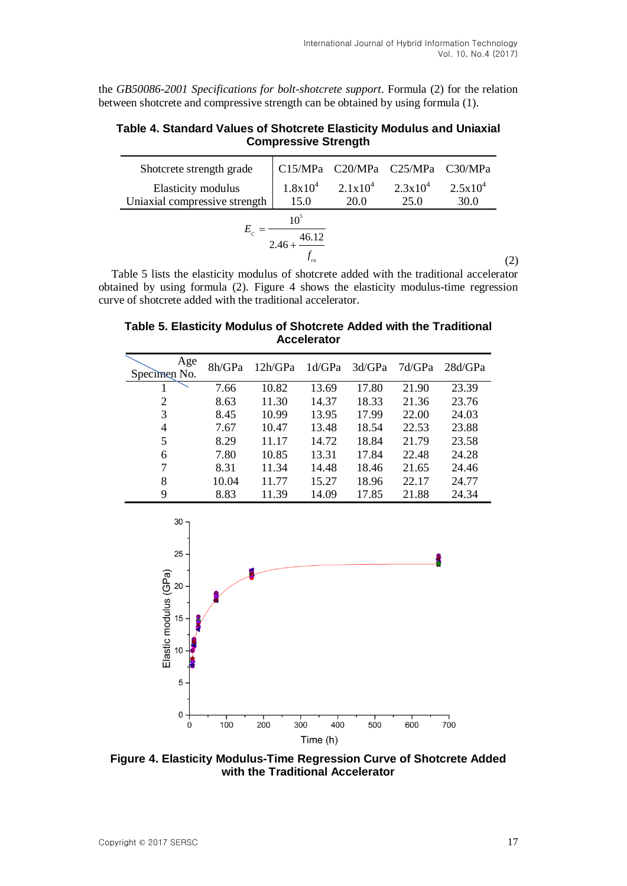the *GB50086-2001 Specifications for bolt-shotcrete support*. Formula (2) for the relation between shotcrete and compressive strength can be obtained by using formula (1).

**Table 4. Standard Values of Shotcrete Elasticity Modulus and Uniaxial Compressive Strength**

| Shotcrete strength grade | C15/MPa | C20/MPa | C25/MPa | C30/MPa |
|---|---|---|---|---|
| Elasticity modulus | $1.8\times10^4$ | $2.1\times10^4$ | $2.3\times10^4$ | $2.5\times10^4$ |
| Uniaxial compressive strength | 15.0 | 20.0 | 25.0 | 30.0 |

$$E_c = \frac{10^5}{2.46 + \dfrac{46.12}{f_{cu}}} \tag{2}$$

Table 5 lists the elasticity modulus of shotcrete added with the traditional accelerator obtained by using formula (2). Figure 4 shows the elasticity modulus-time regression curve of shotcrete added with the traditional accelerator.

**Table 5. Elasticity Modulus of Shotcrete Added with the Traditional Accelerator**

| Specimen No. \ Age | 8h/GPa | 12h/GPa | 1d/GPa | 3d/GPa | 7d/GPa | 28d/GPa |
|---|---|---|---|---|---|---|
| 1 | 7.66 | 10.82 | 13.69 | 17.80 | 21.90 | 23.39 |
| 2 | 8.63 | 11.30 | 14.37 | 18.33 | 21.36 | 23.76 |
| 3 | 8.45 | 10.99 | 13.95 | 17.99 | 22.00 | 24.03 |
| 4 | 7.67 | 10.47 | 13.48 | 18.54 | 22.53 | 23.88 |
| 5 | 8.29 | 11.17 | 14.72 | 18.84 | 21.79 | 23.58 |
| 6 | 7.80 | 10.85 | 13.31 | 17.84 | 22.48 | 24.28 |
| 7 | 8.31 | 11.34 | 14.48 | 18.46 | 21.65 | 24.46 |
| 8 | 10.04 | 11.77 | 15.27 | 18.96 | 22.17 | 24.77 |
| 9 | 8.83 | 11.39 | 14.09 | 17.85 | 21.88 | 24.34 |

**Figure 4. Elasticity Modulus-Time Regression Curve of Shotcrete Added with the Traditional Accelerator**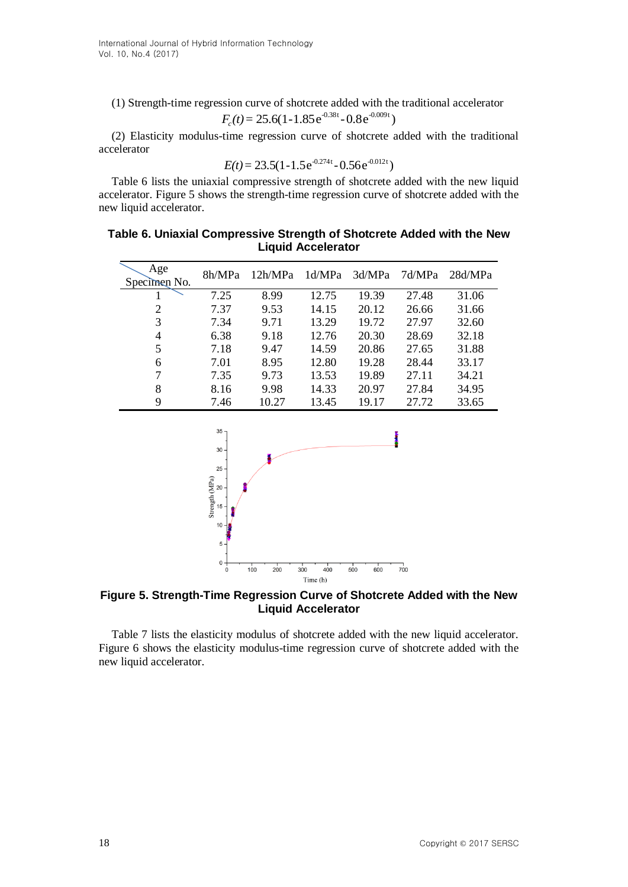(1) Strength-time regression curve of shotcrete added with the traditional accelerator

$$F_c(t) = 25.6(1\text{-}1.85e^{-0.38t} - 0.8e^{-0.009t})$$

(2) Elasticity modulus-time regression curve of shotcrete added with the traditional accelerator

$$E(t) = 23.5(1\text{-}1.5e^{-0.274t} - 0.56e^{-0.012t})$$

Table 6 lists the uniaxial compressive strength of shotcrete added with the new liquid accelerator. Figure 5 shows the strength-time regression curve of shotcrete added with the new liquid accelerator.

**Table 6. Uniaxial Compressive Strength of Shotcrete Added with the New Liquid Accelerator**

| Age / Specimen No. | 8h/MPa | 12h/MPa | 1d/MPa | 3d/MPa | 7d/MPa | 28d/MPa |
|---|---|---|---|---|---|---|
| 1 | 7.25 | 8.99 | 12.75 | 19.39 | 27.48 | 31.06 |
| 2 | 7.37 | 9.53 | 14.15 | 20.12 | 26.66 | 31.66 |
| 3 | 7.34 | 9.71 | 13.29 | 19.72 | 27.97 | 32.60 |
| 4 | 6.38 | 9.18 | 12.76 | 20.30 | 28.69 | 32.18 |
| 5 | 7.18 | 9.47 | 14.59 | 20.86 | 27.65 | 31.88 |
| 6 | 7.01 | 8.95 | 12.80 | 19.28 | 28.44 | 33.17 |
| 7 | 7.35 | 9.73 | 13.53 | 19.89 | 27.11 | 34.21 |
| 8 | 8.16 | 9.98 | 14.33 | 20.97 | 27.84 | 34.95 |
| 9 | 7.46 | 10.27 | 13.45 | 19.17 | 27.72 | 33.65 |

**Figure 5. Strength-Time Regression Curve of Shotcrete Added with the New Liquid Accelerator**

Table 7 lists the elasticity modulus of shotcrete added with the new liquid accelerator. Figure 6 shows the elasticity modulus-time regression curve of shotcrete added with the new liquid accelerator.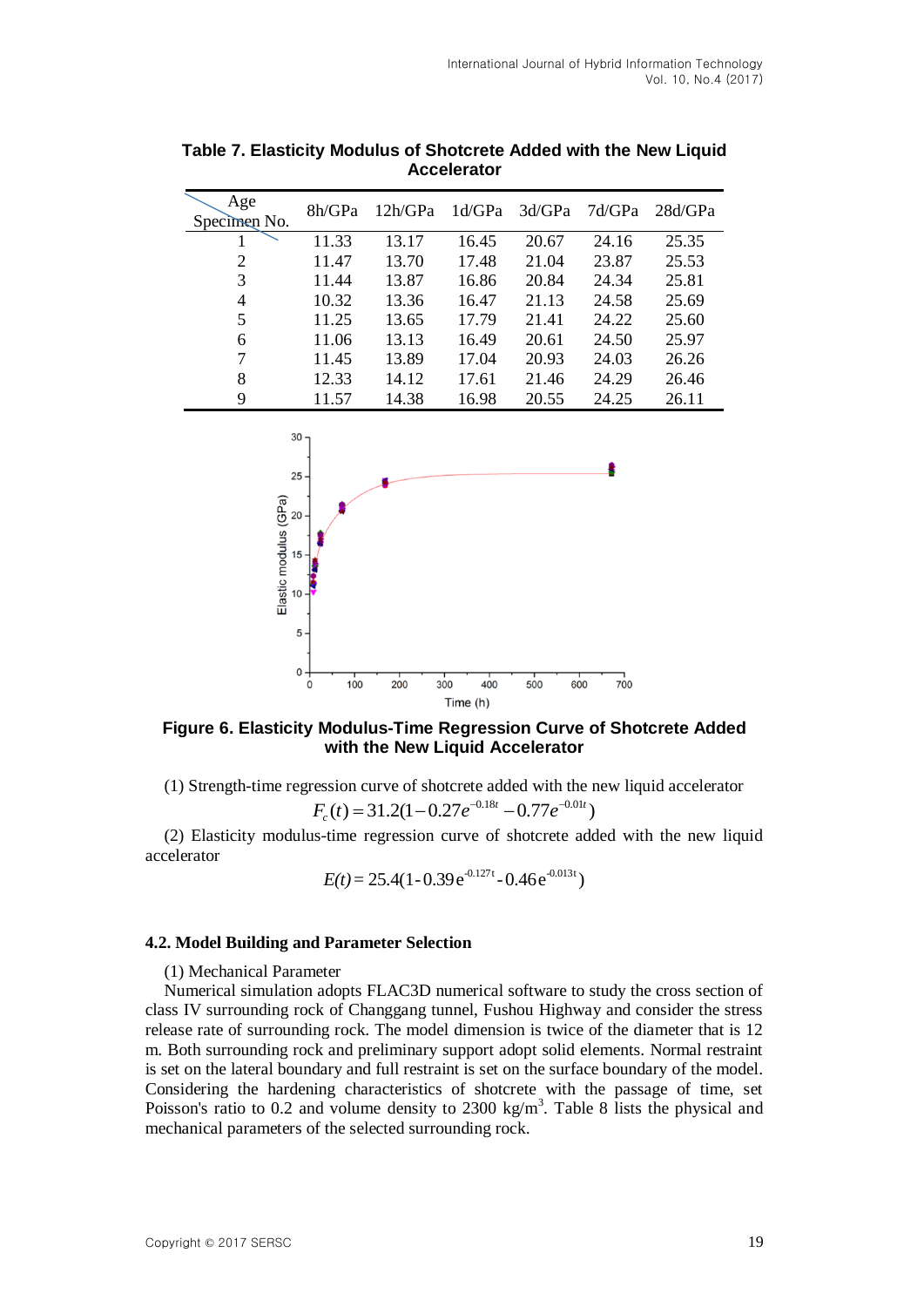**Table 7. Elasticity Modulus of Shotcrete Added with the New Liquid Accelerator**

| Age / Specimen No. | 8h/GPa | 12h/GPa | 1d/GPa | 3d/GPa | 7d/GPa | 28d/GPa |
|---|---|---|---|---|---|---|
| 1 | 11.33 | 13.17 | 16.45 | 20.67 | 24.16 | 25.35 |
| 2 | 11.47 | 13.70 | 17.48 | 21.04 | 23.87 | 25.53 |
| 3 | 11.44 | 13.87 | 16.86 | 20.84 | 24.34 | 25.81 |
| 4 | 10.32 | 13.36 | 16.47 | 21.13 | 24.58 | 25.69 |
| 5 | 11.25 | 13.65 | 17.79 | 21.41 | 24.22 | 25.60 |
| 6 | 11.06 | 13.13 | 16.49 | 20.61 | 24.50 | 25.97 |
| 7 | 11.45 | 13.89 | 17.04 | 20.93 | 24.03 | 26.26 |
| 8 | 12.33 | 14.12 | 17.61 | 21.46 | 24.29 | 26.46 |
| 9 | 11.57 | 14.38 | 16.98 | 20.55 | 24.25 | 26.11 |

**Figure 6. Elasticity Modulus-Time Regression Curve of Shotcrete Added with the New Liquid Accelerator**

(1) Strength-time regression curve of shotcrete added with the new liquid accelerator

$$F_c(t) = 31.2(1 - 0.27e^{-0.18t} - 0.77e^{-0.01t})$$

(2) Elasticity modulus-time regression curve of shotcrete added with the new liquid accelerator

$$E(t) = 25.4(1 - 0.39e^{-0.127t} - 0.46e^{-0.013t})$$

### 4.2. Model Building and Parameter Selection

(1) Mechanical Parameter

Numerical simulation adopts FLAC3D numerical software to study the cross section of class IV surrounding rock of Changgang tunnel, Fushou Highway and consider the stress release rate of surrounding rock. The model dimension is twice of the diameter that is 12 m. Both surrounding rock and preliminary support adopt solid elements. Normal restraint is set on the lateral boundary and full restraint is set on the surface boundary of the model. Considering the hardening characteristics of shotcrete with the passage of time, set Poisson's ratio to 0.2 and volume density to 2300 kg/m$^3$. Table 8 lists the physical and mechanical parameters of the selected surrounding rock.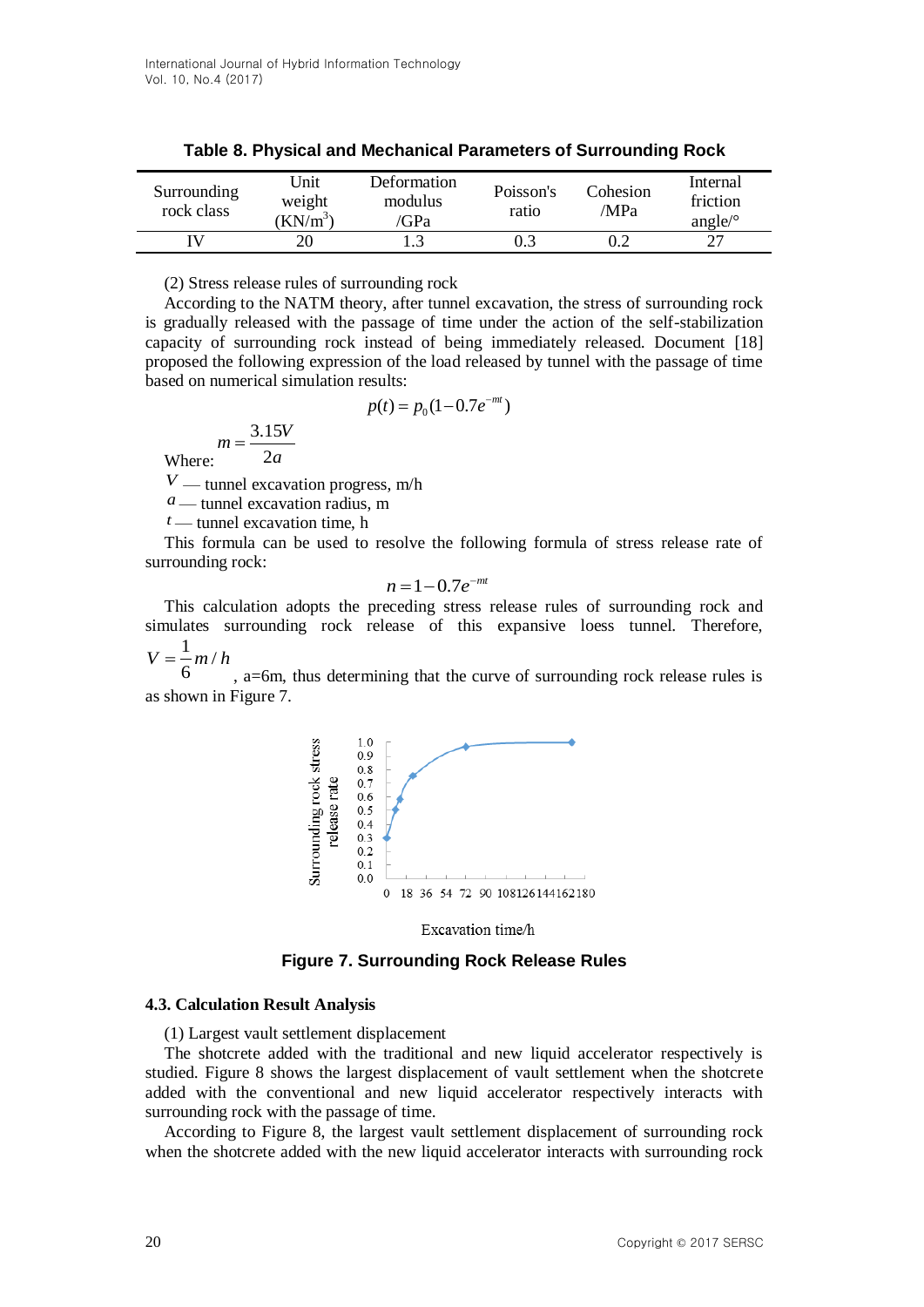**Table 8. Physical and Mechanical Parameters of Surrounding Rock**

| Surrounding rock class | Unit weight (KN/m$^3$) | Deformation modulus /GPa | Poisson's ratio | Cohesion /MPa | Internal friction angle/° |
|---|---|---|---|---|---|
| IV | 20 | 1.3 | 0.3 | 0.2 | 27 |

(2) Stress release rules of surrounding rock

According to the NATM theory, after tunnel excavation, the stress of surrounding rock is gradually released with the passage of time under the action of the self-stabilization capacity of surrounding rock instead of being immediately released. Document [18] proposed the following expression of the load released by tunnel with the passage of time based on numerical simulation results:

$$p(t) = p_0(1-0.7e^{-mt})$$

Where: $m = \dfrac{3.15V}{2a}$

$V$ — tunnel excavation progress, m/h

$a$ — tunnel excavation radius, m

$t$ — tunnel excavation time, h

This formula can be used to resolve the following formula of stress release rate of surrounding rock:

$$n = 1-0.7e^{-mt}$$

This calculation adopts the preceding stress release rules of surrounding rock and simulates surrounding rock release of this expansive loess tunnel. Therefore, $V = \dfrac{1}{6}m/h$, a=6m, thus determining that the curve of surrounding rock release rules is as shown in Figure 7.

**Figure 7. Surrounding Rock Release Rules**

### 4.3. Calculation Result Analysis

(1) Largest vault settlement displacement

The shotcrete added with the traditional and new liquid accelerator respectively is studied. Figure 8 shows the largest displacement of vault settlement when the shotcrete added with the conventional and new liquid accelerator respectively interacts with surrounding rock with the passage of time.

According to Figure 8, the largest vault settlement displacement of surrounding rock when the shotcrete added with the new liquid accelerator interacts with surrounding rock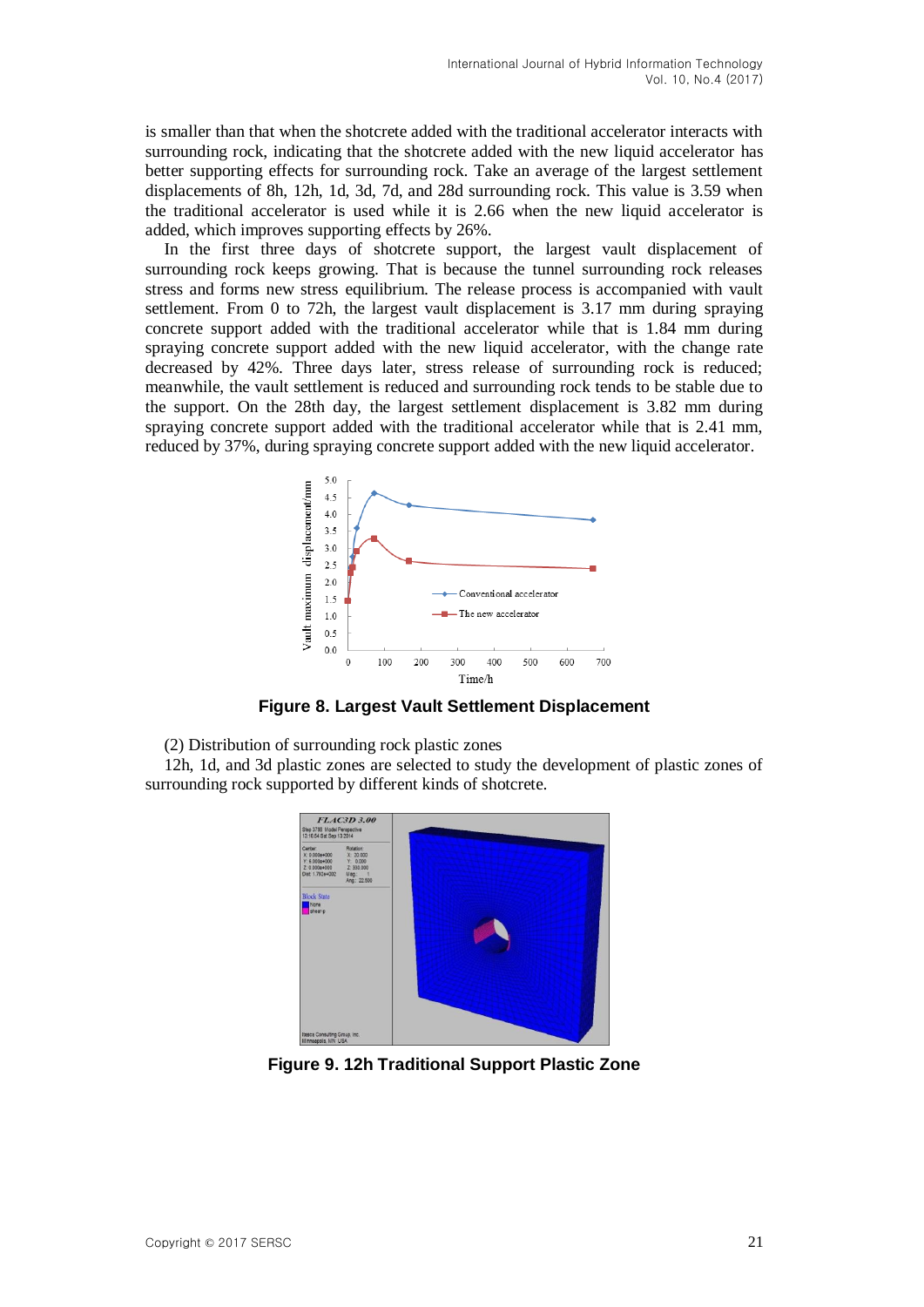is smaller than that when the shotcrete added with the traditional accelerator interacts with surrounding rock, indicating that the shotcrete added with the new liquid accelerator has better supporting effects for surrounding rock. Take an average of the largest settlement displacements of 8h, 12h, 1d, 3d, 7d, and 28d surrounding rock. This value is 3.59 when the traditional accelerator is used while it is 2.66 when the new liquid accelerator is added, which improves supporting effects by 26%.

In the first three days of shotcrete support, the largest vault displacement of surrounding rock keeps growing. That is because the tunnel surrounding rock releases stress and forms new stress equilibrium. The release process is accompanied with vault settlement. From 0 to 72h, the largest vault displacement is 3.17 mm during spraying concrete support added with the traditional accelerator while that is 1.84 mm during spraying concrete support added with the new liquid accelerator, with the change rate decreased by 42%. Three days later, stress release of surrounding rock is reduced; meanwhile, the vault settlement is reduced and surrounding rock tends to be stable due to the support. On the 28th day, the largest settlement displacement is 3.82 mm during spraying concrete support added with the traditional accelerator while that is 2.41 mm, reduced by 37%, during spraying concrete support added with the new liquid accelerator.

**Figure 8. Largest Vault Settlement Displacement**

(2) Distribution of surrounding rock plastic zones

12h, 1d, and 3d plastic zones are selected to study the development of plastic zones of surrounding rock supported by different kinds of shotcrete.

**Figure 9. 12h Traditional Support Plastic Zone**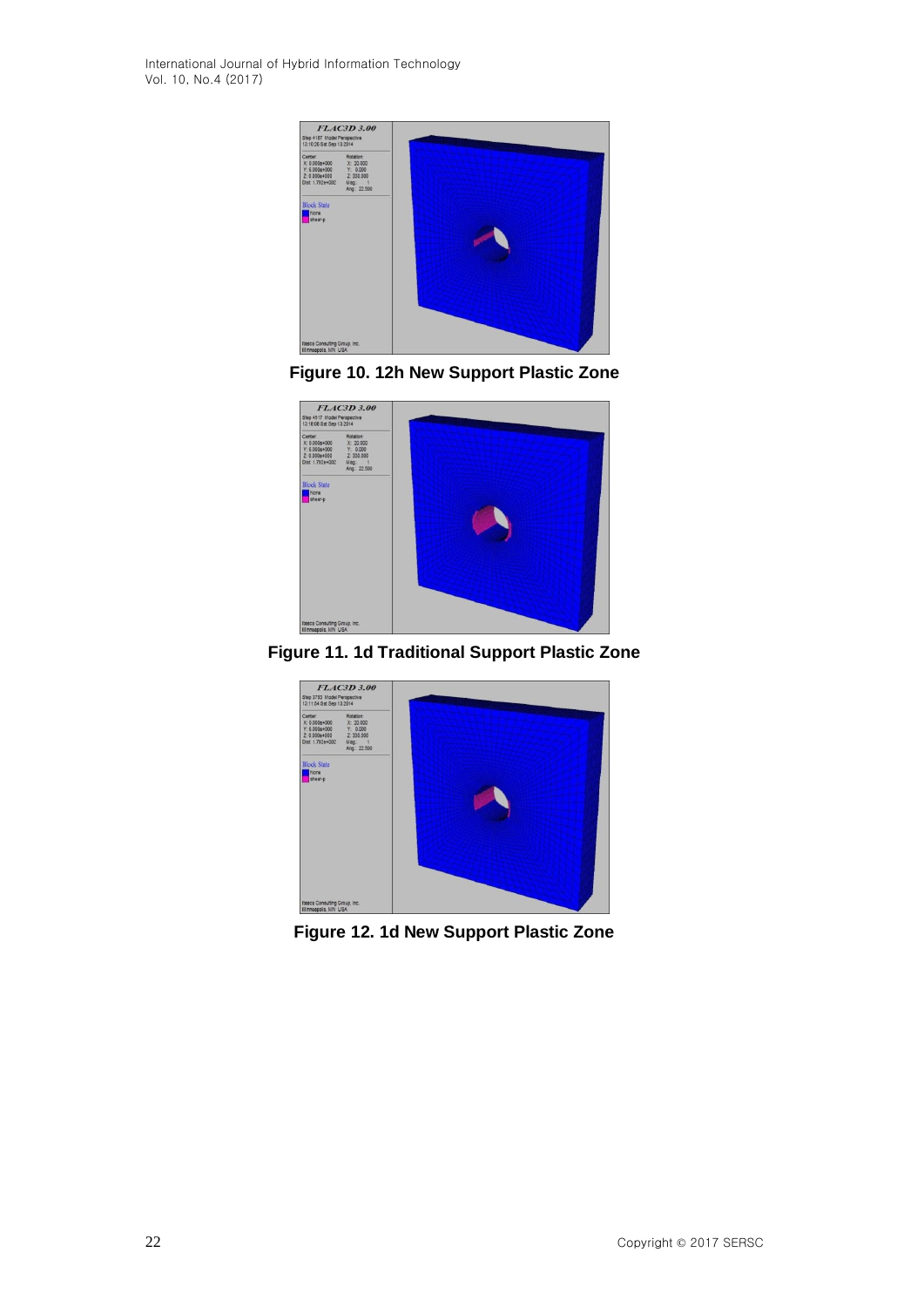Figure 10. 12h New Support Plastic Zone

Figure 11. 1d Traditional Support Plastic Zone

Figure 12. 1d New Support Plastic Zone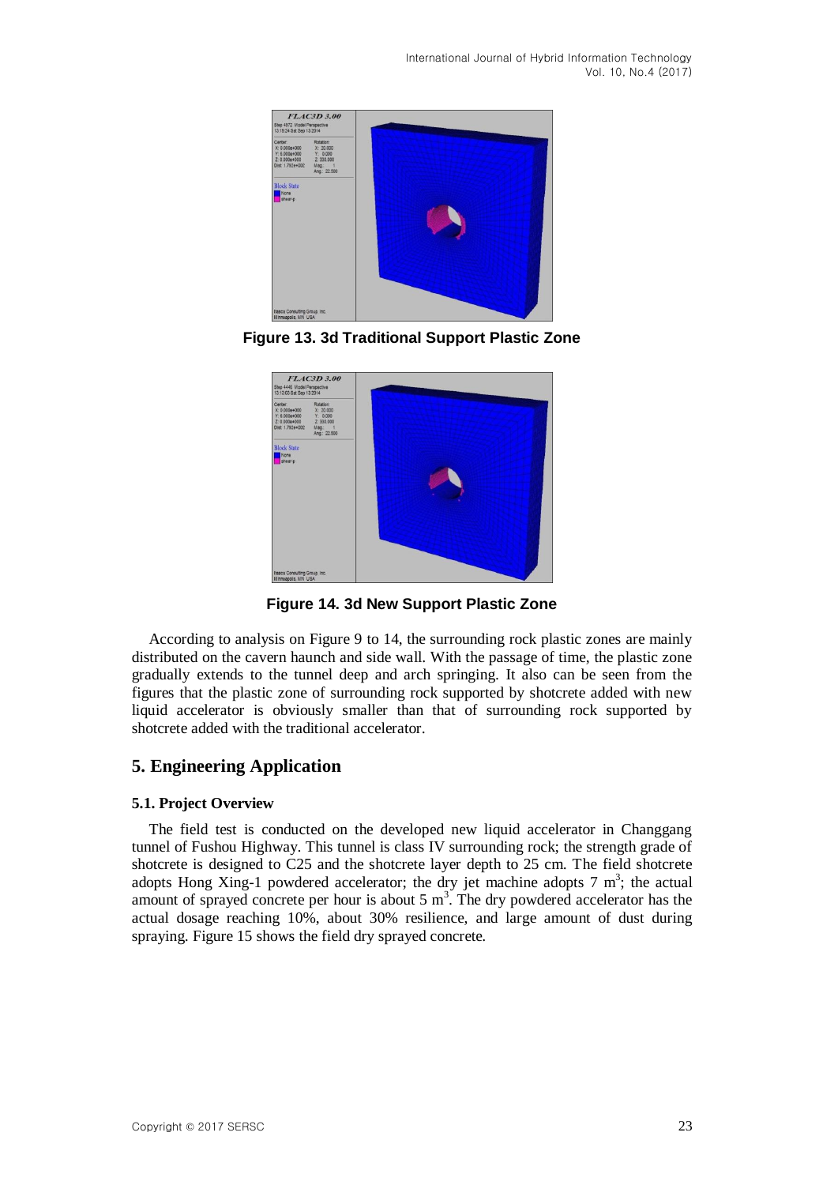**Figure 13. 3d Traditional Support Plastic Zone**

**Figure 14. 3d New Support Plastic Zone**

According to analysis on Figure 9 to 14, the surrounding rock plastic zones are mainly distributed on the cavern haunch and side wall. With the passage of time, the plastic zone gradually extends to the tunnel deep and arch springing. It also can be seen from the figures that the plastic zone of surrounding rock supported by shotcrete added with new liquid accelerator is obviously smaller than that of surrounding rock supported by shotcrete added with the traditional accelerator.

## 5. Engineering Application

### 5.1. Project Overview

The field test is conducted on the developed new liquid accelerator in Changgang tunnel of Fushou Highway. This tunnel is class IV surrounding rock; the strength grade of shotcrete is designed to C25 and the shotcrete layer depth to 25 cm. The field shotcrete adopts Hong Xing-1 powdered accelerator; the dry jet machine adopts 7 $m^3$; the actual amount of sprayed concrete per hour is about 5 $m^3$. The dry powdered accelerator has the actual dosage reaching 10%, about 30% resilience, and large amount of dust during spraying. Figure 15 shows the field dry sprayed concrete.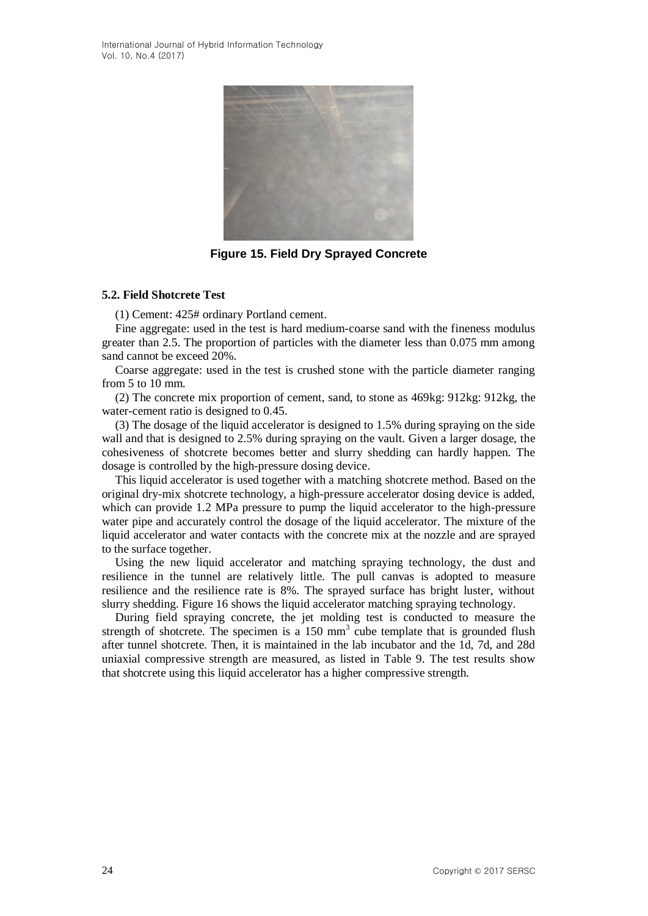Figure 15. Field Dry Sprayed Concrete

### 5.2. Field Shotcrete Test

(1) Cement: 425# ordinary Portland cement.

Fine aggregate: used in the test is hard medium-coarse sand with the fineness modulus greater than 2.5. The proportion of particles with the diameter less than 0.075 mm among sand cannot be exceed 20%.

Coarse aggregate: used in the test is crushed stone with the particle diameter ranging from 5 to 10 mm.

(2) The concrete mix proportion of cement, sand, to stone as 469kg: 912kg: 912kg, the water-cement ratio is designed to 0.45.

(3) The dosage of the liquid accelerator is designed to 1.5% during spraying on the side wall and that is designed to 2.5% during spraying on the vault. Given a larger dosage, the cohesiveness of shotcrete becomes better and slurry shedding can hardly happen. The dosage is controlled by the high-pressure dosing device.

This liquid accelerator is used together with a matching shotcrete method. Based on the original dry-mix shotcrete technology, a high-pressure accelerator dosing device is added, which can provide 1.2 MPa pressure to pump the liquid accelerator to the high-pressure water pipe and accurately control the dosage of the liquid accelerator. The mixture of the liquid accelerator and water contacts with the concrete mix at the nozzle and are sprayed to the surface together.

Using the new liquid accelerator and matching spraying technology, the dust and resilience in the tunnel are relatively little. The pull canvas is adopted to measure resilience and the resilience rate is 8%. The sprayed surface has bright luster, without slurry shedding. Figure 16 shows the liquid accelerator matching spraying technology.

During field spraying concrete, the jet molding test is conducted to measure the strength of shotcrete. The specimen is a 150 $mm^3$ cube template that is grounded flush after tunnel shotcrete. Then, it is maintained in the lab incubator and the 1d, 7d, and 28d uniaxial compressive strength are measured, as listed in Table 9. The test results show that shotcrete using this liquid accelerator has a higher compressive strength.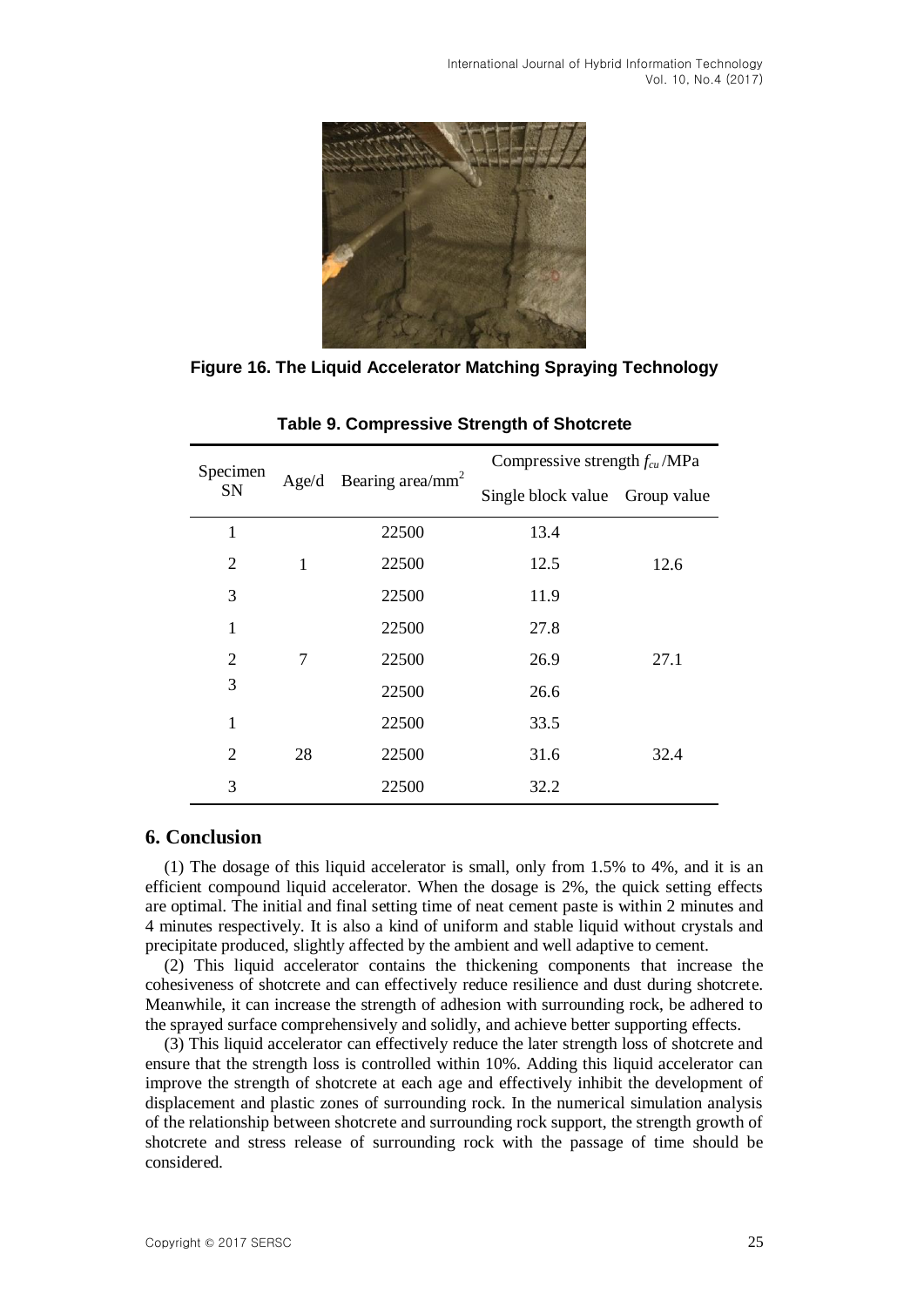Figure 16. The Liquid Accelerator Matching Spraying Technology

**Table 9. Compressive Strength of Shotcrete**

| Specimen SN | Age/d | Bearing area/mm$^2$ | Compressive strength $f_{cu}$/MPa | |
|---|---|---|---|---|
| | | | Single block value | Group value |
| 1 | 1 | 22500 | 13.4 | 12.6 |
| 2 | | 22500 | 12.5 | |
| 3 | | 22500 | 11.9 | |
| 1 | 7 | 22500 | 27.8 | 27.1 |
| 2 | | 22500 | 26.9 | |
| 3 | | 22500 | 26.6 | |
| 1 | 28 | 22500 | 33.5 | 32.4 |
| 2 | | 22500 | 31.6 | |
| 3 | | 22500 | 32.2 | |

## 6. Conclusion

(1) The dosage of this liquid accelerator is small, only from 1.5% to 4%, and it is an efficient compound liquid accelerator. When the dosage is 2%, the quick setting effects are optimal. The initial and final setting time of neat cement paste is within 2 minutes and 4 minutes respectively. It is also a kind of uniform and stable liquid without crystals and precipitate produced, slightly affected by the ambient and well adaptive to cement.

(2) This liquid accelerator contains the thickening components that increase the cohesiveness of shotcrete and can effectively reduce resilience and dust during shotcrete. Meanwhile, it can increase the strength of adhesion with surrounding rock, be adhered to the sprayed surface comprehensively and solidly, and achieve better supporting effects.

(3) This liquid accelerator can effectively reduce the later strength loss of shotcrete and ensure that the strength loss is controlled within 10%. Adding this liquid accelerator can improve the strength of shotcrete at each age and effectively inhibit the development of displacement and plastic zones of surrounding rock. In the numerical simulation analysis of the relationship between shotcrete and surrounding rock support, the strength growth of shotcrete and stress release of surrounding rock with the passage of time should be considered.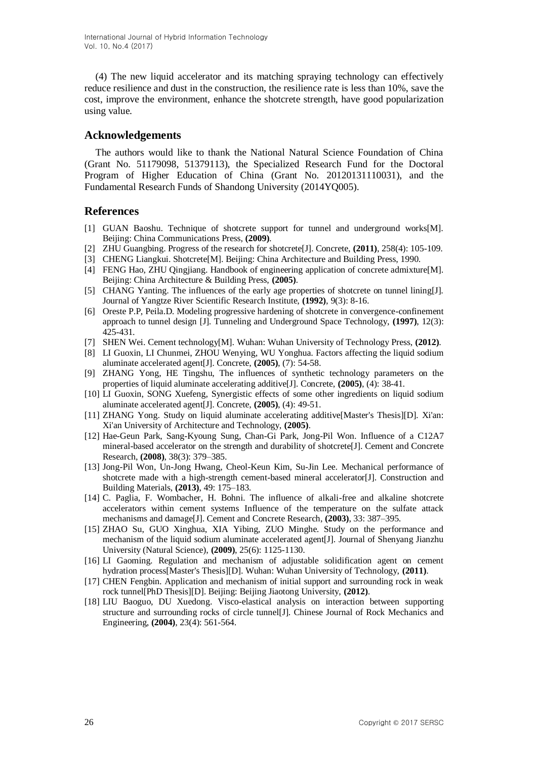(4) The new liquid accelerator and its matching spraying technology can effectively reduce resilience and dust in the construction, the resilience rate is less than 10%, save the cost, improve the environment, enhance the shotcrete strength, have good popularization using value.

## Acknowledgements

The authors would like to thank the National Natural Science Foundation of China (Grant No. 51179098, 51379113), the Specialized Research Fund for the Doctoral Program of Higher Education of China (Grant No. 20120131110031), and the Fundamental Research Funds of Shandong University (2014YQ005).

## References

[1] GUAN Baoshu. Technique of shotcrete support for tunnel and underground works[M]. Beijing: China Communications Press, **(2009)**.

[2] ZHU Guangbing. Progress of the research for shotcrete[J]. Concrete, **(2011)**, 258(4): 105-109.

[3] CHENG Liangkui. Shotcrete[M]. Beijing: China Architecture and Building Press, 1990.

[4] FENG Hao, ZHU Qingjiang. Handbook of engineering application of concrete admixture[M]. Beijing: China Architecture & Building Press, **(2005)**.

[5] CHANG Yanting. The influences of the early age properties of shotcrete on tunnel lining[J]. Journal of Yangtze River Scientific Research Institute, **(1992)**, 9(3): 8-16.

[6] Oreste P.P, Peila.D. Modeling progressive hardening of shotcrete in convergence-confinement approach to tunnel design [J]. Tunneling and Underground Space Technology, **(1997)**, 12(3): 425-431.

[7] SHEN Wei. Cement technology[M]. Wuhan: Wuhan University of Technology Press, **(2012)**.

[8] LI Guoxin, LI Chunmei, ZHOU Wenying, WU Yonghua. Factors affecting the liquid sodium aluminate accelerated agent[J]. Concrete, **(2005)**, (7): 54-58.

[9] ZHANG Yong, HE Tingshu, The influences of synthetic technology parameters on the properties of liquid aluminate accelerating additive[J]. Concrete, **(2005)**, (4): 38-41.

[10] LI Guoxin, SONG Xuefeng, Synergistic effects of some other ingredients on liquid sodium aluminate accelerated agent[J]. Concrete, **(2005)**, (4): 49-51.

[11] ZHANG Yong. Study on liquid aluminate accelerating additive[Master's Thesis][D]. Xi'an: Xi'an University of Architecture and Technology, **(2005)**.

[12] Hae-Geun Park, Sang-Kyoung Sung, Chan-Gi Park, Jong-Pil Won. Influence of a C12A7 mineral-based accelerator on the strength and durability of shotcrete[J]. Cement and Concrete Research, **(2008)**, 38(3): 379–385.

[13] Jong-Pil Won, Un-Jong Hwang, Cheol-Keun Kim, Su-Jin Lee. Mechanical performance of shotcrete made with a high-strength cement-based mineral accelerator[J]. Construction and Building Materials, **(2013)**, 49: 175–183.

[14] C. Paglia, F. Wombacher, H. Bohni. The influence of alkali-free and alkaline shotcrete accelerators within cement systems Influence of the temperature on the sulfate attack mechanisms and damage[J]. Cement and Concrete Research, **(2003)**, 33: 387–395.

[15] ZHAO Su, GUO Xinghua, XIA Yibing, ZUO Minghe. Study on the performance and mechanism of the liquid sodium aluminate accelerated agent[J]. Journal of Shenyang Jianzhu University (Natural Science), **(2009)**, 25(6): 1125-1130.

[16] LI Gaoming. Regulation and mechanism of adjustable solidification agent on cement hydration process[Master's Thesis][D]. Wuhan: Wuhan University of Technology, **(2011)**.

[17] CHEN Fengbin. Application and mechanism of initial support and surrounding rock in weak rock tunnel[PhD Thesis][D]. Beijing: Beijing Jiaotong University, **(2012)**.

[18] LIU Baoguo, DU Xuedong. Visco-elastical analysis on interaction between supporting structure and surrounding rocks of circle tunnel[J]. Chinese Journal of Rock Mechanics and Engineering, **(2004)**, 23(4): 561-564.